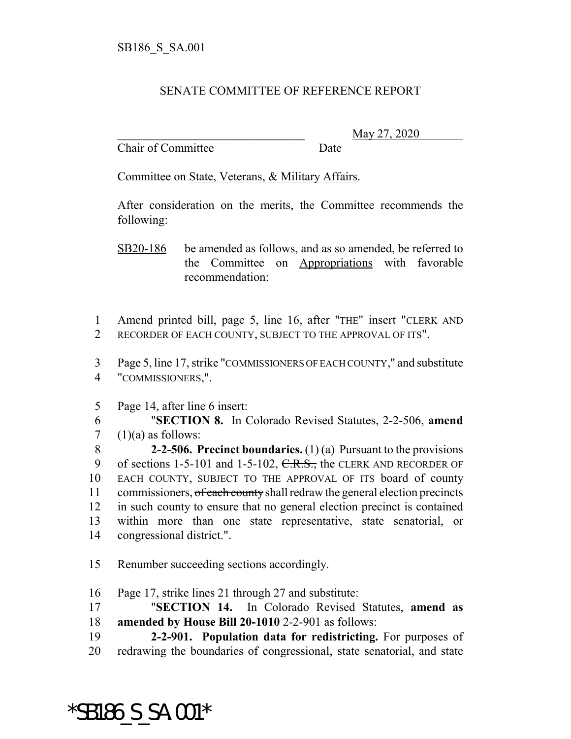SB186_S_SA.001

SENATE COMMITTEE OF REFERENCE REPORT

________________________________ May 27, 2020
Chair of Committee Date

Committee on State, Veterans, & Military Affairs.

After consideration on the merits, the Committee recommends the following:

SB20-186 be amended as follows, and as so amended, be referred to the Committee on Appropriations with favorable recommendation:

1 Amend printed bill, page 5, line 16, after "THE" insert "CLERK AND
2 RECORDER OF EACH COUNTY, SUBJECT TO THE APPROVAL OF ITS".

3 Page 5, line 17, strike "COMMISSIONERS OF EACH COUNTY," and substitute
4 "COMMISSIONERS,".

5 Page 14, after line 6 insert:
6 "**SECTION 8.** In Colorado Revised Statutes, 2-2-506, **amend**
7 (1)(a) as follows:
8 **2-2-506. Precinct boundaries.** (1) (a) Pursuant to the provisions
9 of sections 1-5-101 and 1-5-102, ~~C.R.S.,~~ the CLERK AND RECORDER OF
10 EACH COUNTY, SUBJECT TO THE APPROVAL OF ITS board of county
11 commissioners, ~~of each county~~ shall redraw the general election precincts
12 in such county to ensure that no general election precinct is contained
13 within more than one state representative, state senatorial, or
14 congressional district.".

15 Renumber succeeding sections accordingly.

16 Page 17, strike lines 21 through 27 and substitute:
17 "**SECTION 14.** In Colorado Revised Statutes, **amend as**
18 **amended by House Bill 20-1010** 2-2-901 as follows:
19 **2-2-901. Population data for redistricting.** For purposes of
20 redrawing the boundaries of congressional, state senatorial, and state

*SB186_S_SA.001*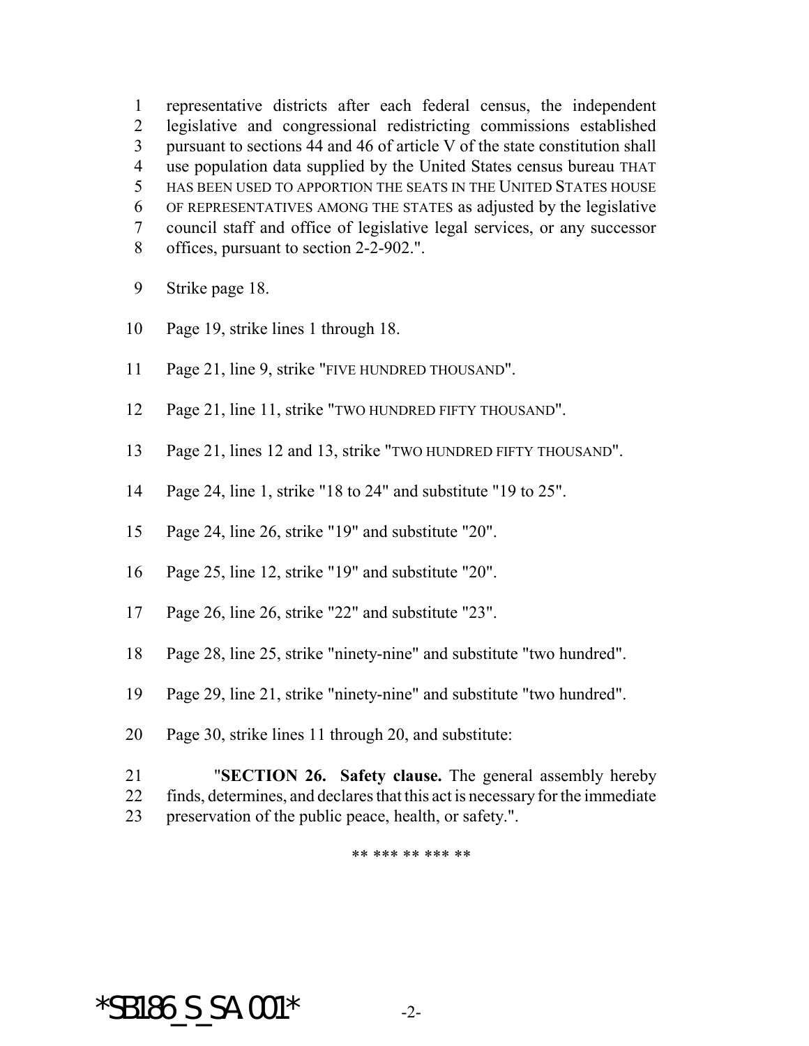representative districts after each federal census, the independent legislative and congressional redistricting commissions established pursuant to sections 44 and 46 of article V of the state constitution shall use population data supplied by the United States census bureau THAT HAS BEEN USED TO APPORTION THE SEATS IN THE UNITED STATES HOUSE OF REPRESENTATIVES AMONG THE STATES as adjusted by the legislative council staff and office of legislative legal services, or any successor offices, pursuant to section 2-2-902.".

Strike page 18.

Page 19, strike lines 1 through 18.

Page 21, line 9, strike "FIVE HUNDRED THOUSAND".

Page 21, line 11, strike "TWO HUNDRED FIFTY THOUSAND".

Page 21, lines 12 and 13, strike "TWO HUNDRED FIFTY THOUSAND".

Page 24, line 1, strike "18 to 24" and substitute "19 to 25".

Page 24, line 26, strike "19" and substitute "20".

Page 25, line 12, strike "19" and substitute "20".

Page 26, line 26, strike "22" and substitute "23".

Page 28, line 25, strike "ninety-nine" and substitute "two hundred".

Page 29, line 21, strike "ninety-nine" and substitute "two hundred".

Page 30, strike lines 11 through 20, and substitute:

"**SECTION 26. Safety clause.** The general assembly hereby finds, determines, and declares that this act is necessary for the immediate preservation of the public peace, health, or safety.".

** *** ** *** **

*SB186_S_SA.001*